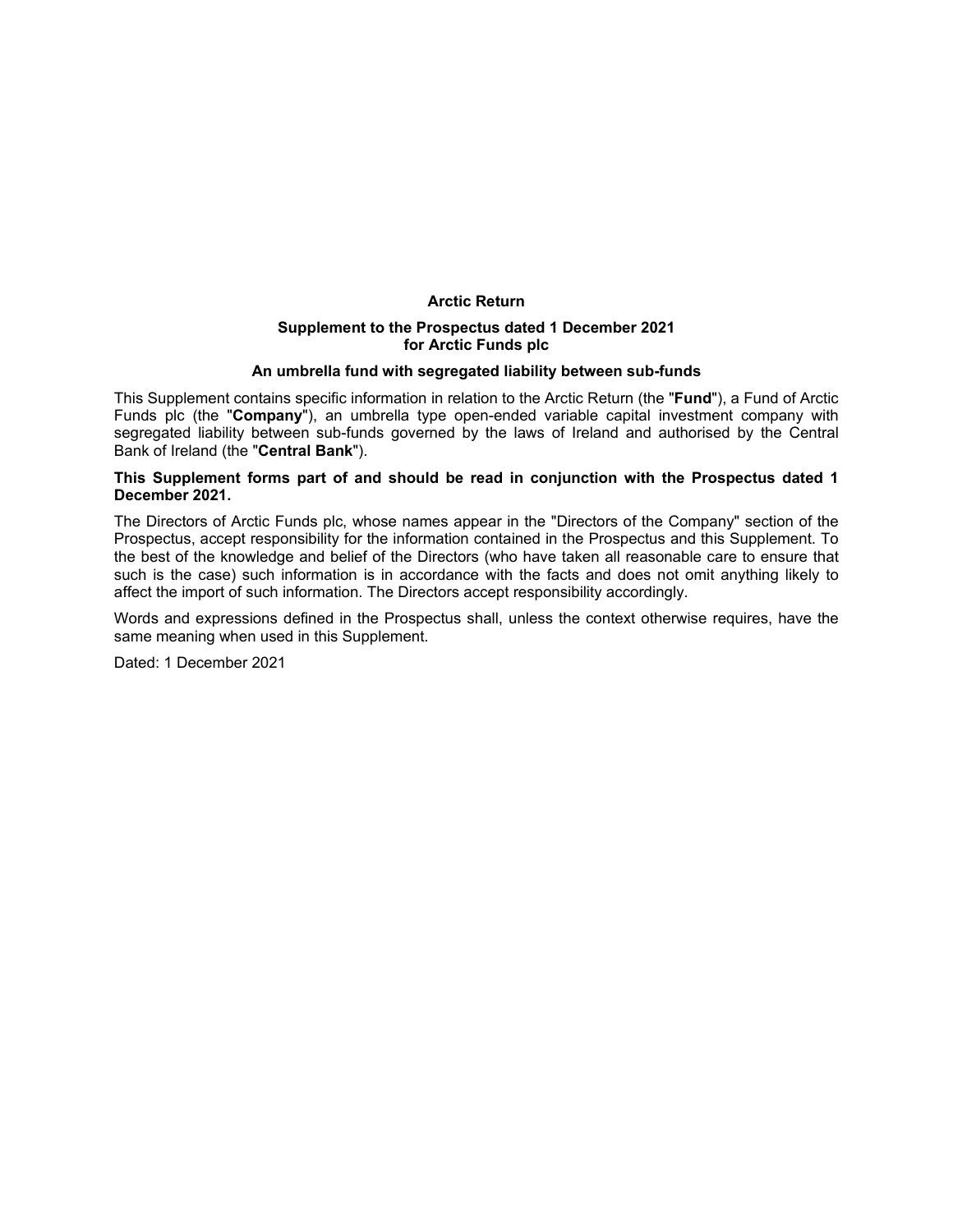# Arctic Return

**Supplement to the Prospectus dated 1 December 2021 for Arctic Funds plc**

**An umbrella fund with segregated liability between sub-funds**

This Supplement contains specific information in relation to the Arctic Return (the "**Fund**"), a Fund of Arctic Funds plc (the "**Company**"), an umbrella type open-ended variable capital investment company with segregated liability between sub-funds governed by the laws of Ireland and authorised by the Central Bank of Ireland (the "**Central Bank**").

**This Supplement forms part of and should be read in conjunction with the Prospectus dated 1 December 2021.**

The Directors of Arctic Funds plc, whose names appear in the "Directors of the Company" section of the Prospectus, accept responsibility for the information contained in the Prospectus and this Supplement. To the best of the knowledge and belief of the Directors (who have taken all reasonable care to ensure that such is the case) such information is in accordance with the facts and does not omit anything likely to affect the import of such information. The Directors accept responsibility accordingly.

Words and expressions defined in the Prospectus shall, unless the context otherwise requires, have the same meaning when used in this Supplement.

Dated: 1 December 2021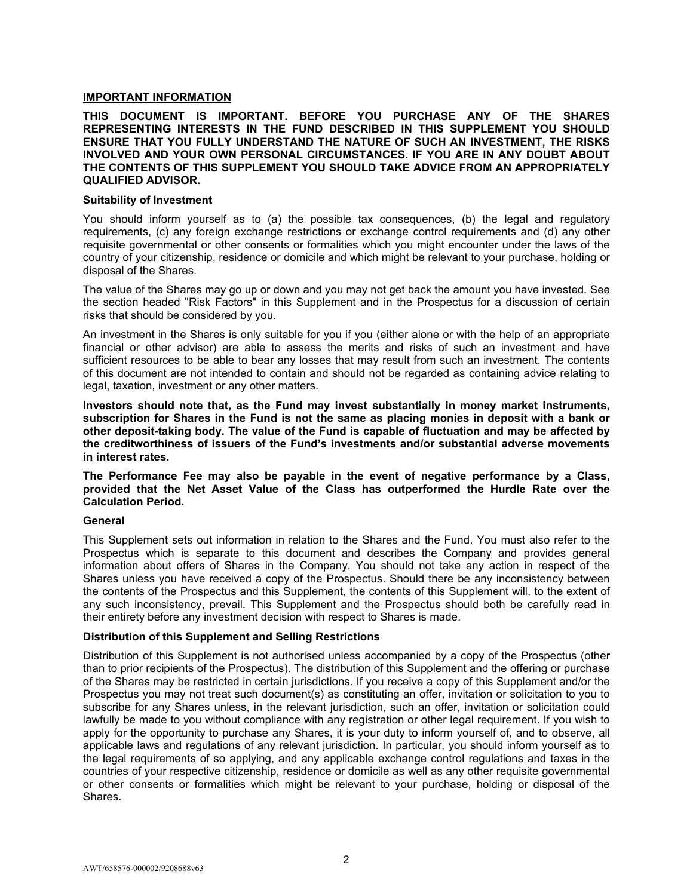## IMPORTANT INFORMATION

**THIS DOCUMENT IS IMPORTANT. BEFORE YOU PURCHASE ANY OF THE SHARES REPRESENTING INTERESTS IN THE FUND DESCRIBED IN THIS SUPPLEMENT YOU SHOULD ENSURE THAT YOU FULLY UNDERSTAND THE NATURE OF SUCH AN INVESTMENT, THE RISKS INVOLVED AND YOUR OWN PERSONAL CIRCUMSTANCES. IF YOU ARE IN ANY DOUBT ABOUT THE CONTENTS OF THIS SUPPLEMENT YOU SHOULD TAKE ADVICE FROM AN APPROPRIATELY QUALIFIED ADVISOR.**

### Suitability of Investment

You should inform yourself as to (a) the possible tax consequences, (b) the legal and regulatory requirements, (c) any foreign exchange restrictions or exchange control requirements and (d) any other requisite governmental or other consents or formalities which you might encounter under the laws of the country of your citizenship, residence or domicile and which might be relevant to your purchase, holding or disposal of the Shares.

The value of the Shares may go up or down and you may not get back the amount you have invested. See the section headed "Risk Factors" in this Supplement and in the Prospectus for a discussion of certain risks that should be considered by you.

An investment in the Shares is only suitable for you if you (either alone or with the help of an appropriate financial or other advisor) are able to assess the merits and risks of such an investment and have sufficient resources to be able to bear any losses that may result from such an investment. The contents of this document are not intended to contain and should not be regarded as containing advice relating to legal, taxation, investment or any other matters.

**Investors should note that, as the Fund may invest substantially in money market instruments, subscription for Shares in the Fund is not the same as placing monies in deposit with a bank or other deposit-taking body. The value of the Fund is capable of fluctuation and may be affected by the creditworthiness of issuers of the Fund's investments and/or substantial adverse movements in interest rates.**

**The Performance Fee may also be payable in the event of negative performance by a Class, provided that the Net Asset Value of the Class has outperformed the Hurdle Rate over the Calculation Period.**

### General

This Supplement sets out information in relation to the Shares and the Fund. You must also refer to the Prospectus which is separate to this document and describes the Company and provides general information about offers of Shares in the Company. You should not take any action in respect of the Shares unless you have received a copy of the Prospectus. Should there be any inconsistency between the contents of the Prospectus and this Supplement, the contents of this Supplement will, to the extent of any such inconsistency, prevail. This Supplement and the Prospectus should both be carefully read in their entirety before any investment decision with respect to Shares is made.

### Distribution of this Supplement and Selling Restrictions

Distribution of this Supplement is not authorised unless accompanied by a copy of the Prospectus (other than to prior recipients of the Prospectus). The distribution of this Supplement and the offering or purchase of the Shares may be restricted in certain jurisdictions. If you receive a copy of this Supplement and/or the Prospectus you may not treat such document(s) as constituting an offer, invitation or solicitation to you to subscribe for any Shares unless, in the relevant jurisdiction, such an offer, invitation or solicitation could lawfully be made to you without compliance with any registration or other legal requirement. If you wish to apply for the opportunity to purchase any Shares, it is your duty to inform yourself of, and to observe, all applicable laws and regulations of any relevant jurisdiction. In particular, you should inform yourself as to the legal requirements of so applying, and any applicable exchange control regulations and taxes in the countries of your respective citizenship, residence or domicile as well as any other requisite governmental or other consents or formalities which might be relevant to your purchase, holding or disposal of the Shares.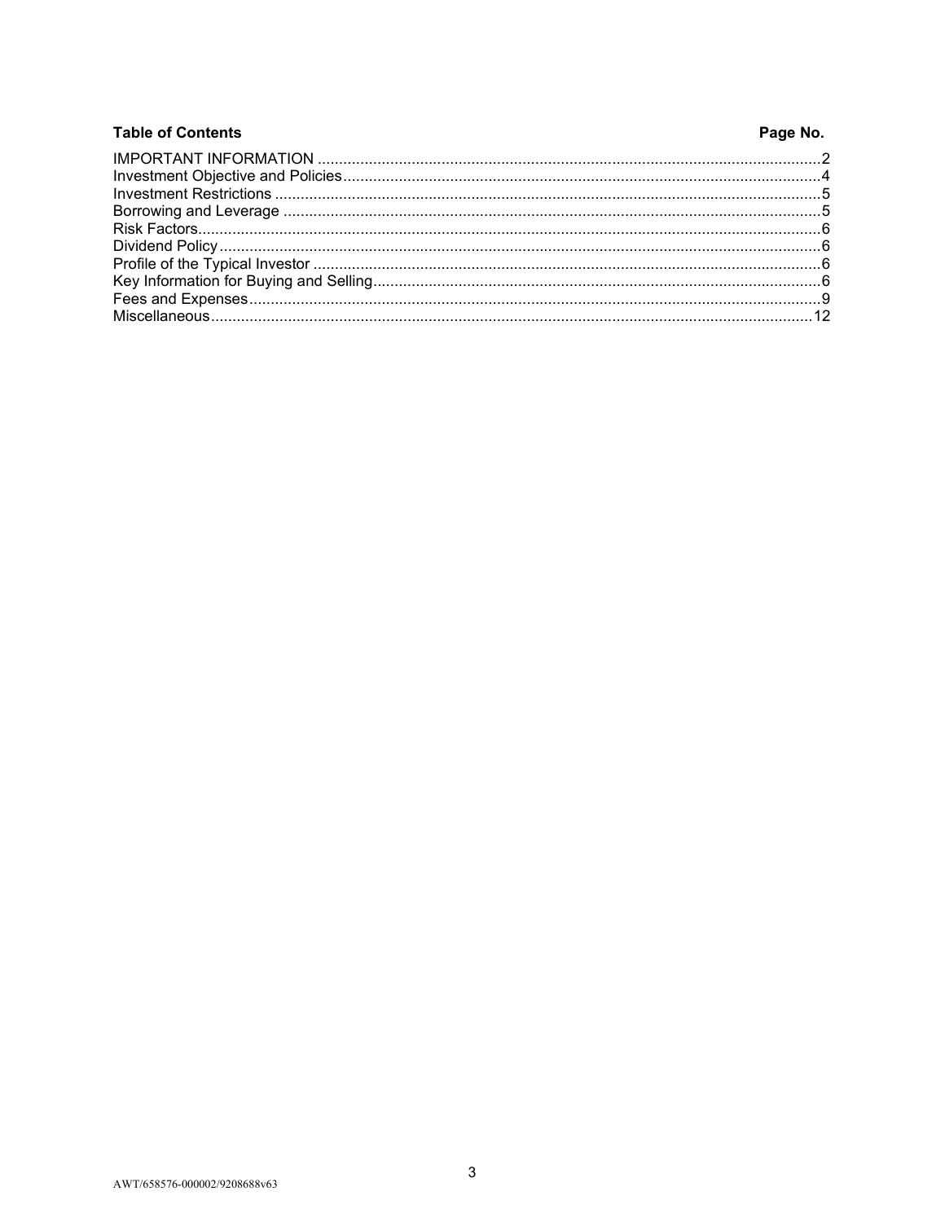**Table of Contents**

| Section | Page No. |
|---|---|
| IMPORTANT INFORMATION | 2 |
| Investment Objective and Policies | 4 |
| Investment Restrictions | 5 |
| Borrowing and Leverage | 5 |
| Risk Factors | 6 |
| Dividend Policy | 6 |
| Profile of the Typical Investor | 6 |
| Key Information for Buying and Selling | 6 |
| Fees and Expenses | 9 |
| Miscellaneous | 12 |

AWT/658576-000002/9208688v63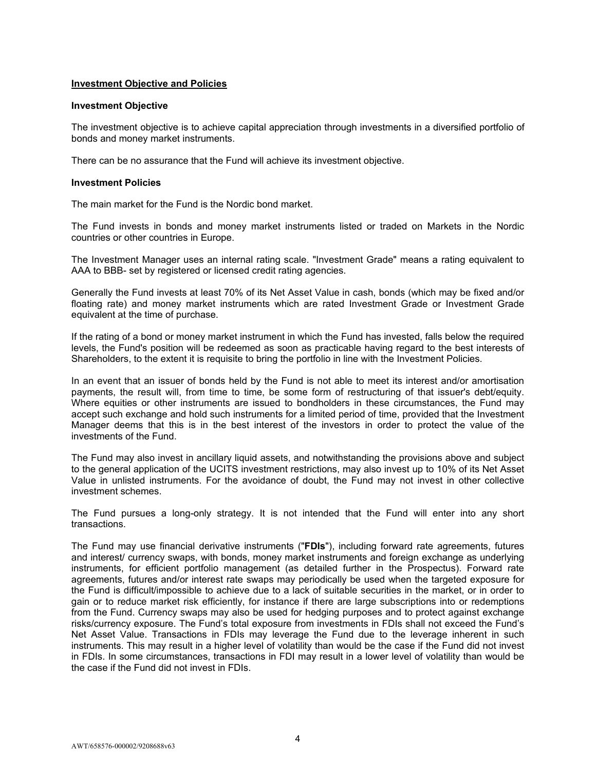## Investment Objective and Policies

### Investment Objective

The investment objective is to achieve capital appreciation through investments in a diversified portfolio of bonds and money market instruments.

There can be no assurance that the Fund will achieve its investment objective.

### Investment Policies

The main market for the Fund is the Nordic bond market.

The Fund invests in bonds and money market instruments listed or traded on Markets in the Nordic countries or other countries in Europe.

The Investment Manager uses an internal rating scale. "Investment Grade" means a rating equivalent to AAA to BBB- set by registered or licensed credit rating agencies.

Generally the Fund invests at least 70% of its Net Asset Value in cash, bonds (which may be fixed and/or floating rate) and money market instruments which are rated Investment Grade or Investment Grade equivalent at the time of purchase.

If the rating of a bond or money market instrument in which the Fund has invested, falls below the required levels, the Fund's position will be redeemed as soon as practicable having regard to the best interests of Shareholders, to the extent it is requisite to bring the portfolio in line with the Investment Policies.

In an event that an issuer of bonds held by the Fund is not able to meet its interest and/or amortisation payments, the result will, from time to time, be some form of restructuring of that issuer's debt/equity. Where equities or other instruments are issued to bondholders in these circumstances, the Fund may accept such exchange and hold such instruments for a limited period of time, provided that the Investment Manager deems that this is in the best interest of the investors in order to protect the value of the investments of the Fund.

The Fund may also invest in ancillary liquid assets, and notwithstanding the provisions above and subject to the general application of the UCITS investment restrictions, may also invest up to 10% of its Net Asset Value in unlisted instruments. For the avoidance of doubt, the Fund may not invest in other collective investment schemes.

The Fund pursues a long-only strategy. It is not intended that the Fund will enter into any short transactions.

The Fund may use financial derivative instruments ("**FDIs**"), including forward rate agreements, futures and interest/ currency swaps, with bonds, money market instruments and foreign exchange as underlying instruments, for efficient portfolio management (as detailed further in the Prospectus). Forward rate agreements, futures and/or interest rate swaps may periodically be used when the targeted exposure for the Fund is difficult/impossible to achieve due to a lack of suitable securities in the market, or in order to gain or to reduce market risk efficiently, for instance if there are large subscriptions into or redemptions from the Fund. Currency swaps may also be used for hedging purposes and to protect against exchange risks/currency exposure. The Fund's total exposure from investments in FDIs shall not exceed the Fund's Net Asset Value. Transactions in FDIs may leverage the Fund due to the leverage inherent in such instruments. This may result in a higher level of volatility than would be the case if the Fund did not invest in FDIs. In some circumstances, transactions in FDI may result in a lower level of volatility than would be the case if the Fund did not invest in FDIs.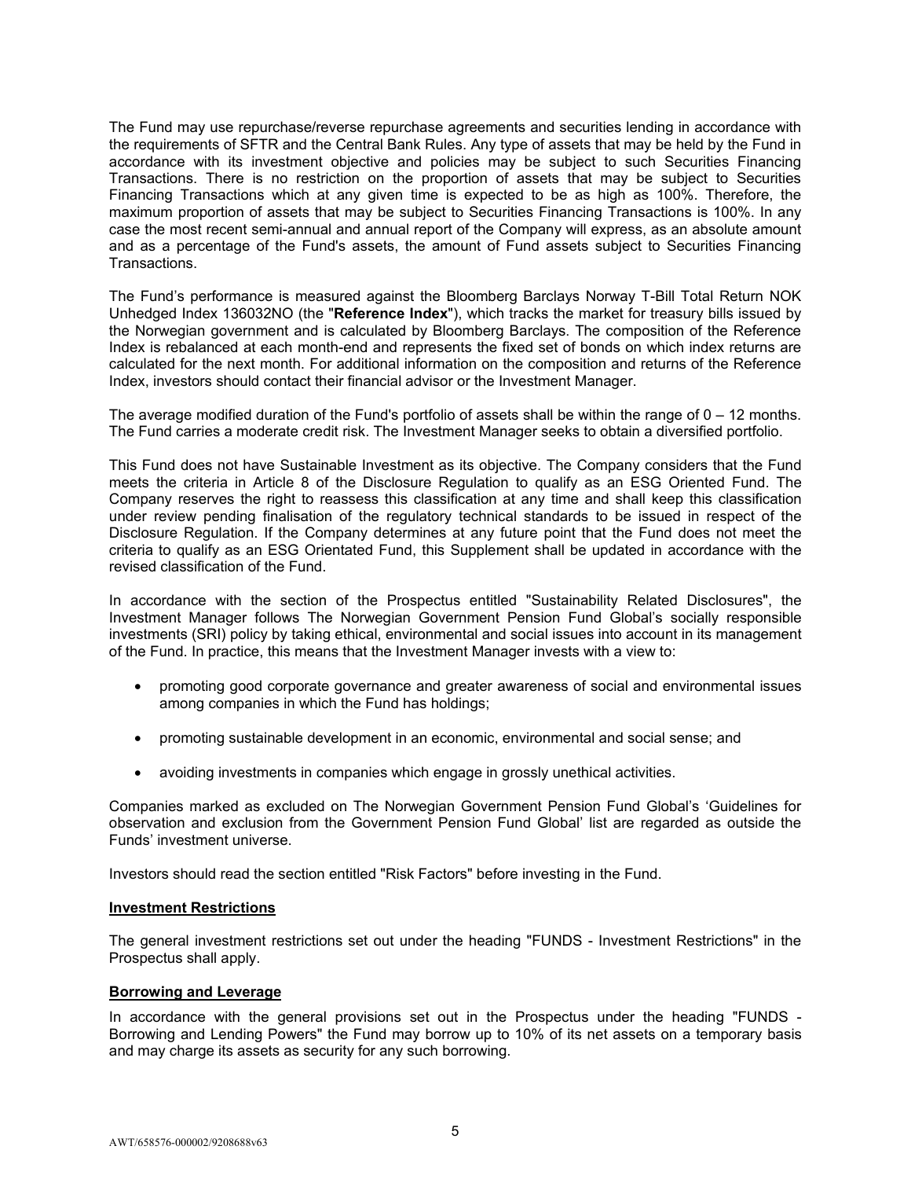The Fund may use repurchase/reverse repurchase agreements and securities lending in accordance with the requirements of SFTR and the Central Bank Rules. Any type of assets that may be held by the Fund in accordance with its investment objective and policies may be subject to such Securities Financing Transactions. There is no restriction on the proportion of assets that may be subject to Securities Financing Transactions which at any given time is expected to be as high as 100%. Therefore, the maximum proportion of assets that may be subject to Securities Financing Transactions is 100%. In any case the most recent semi-annual and annual report of the Company will express, as an absolute amount and as a percentage of the Fund's assets, the amount of Fund assets subject to Securities Financing Transactions.

The Fund's performance is measured against the Bloomberg Barclays Norway T-Bill Total Return NOK Unhedged Index 136032NO (the "**Reference Index**"), which tracks the market for treasury bills issued by the Norwegian government and is calculated by Bloomberg Barclays. The composition of the Reference Index is rebalanced at each month-end and represents the fixed set of bonds on which index returns are calculated for the next month. For additional information on the composition and returns of the Reference Index, investors should contact their financial advisor or the Investment Manager.

The average modified duration of the Fund's portfolio of assets shall be within the range of 0 – 12 months. The Fund carries a moderate credit risk. The Investment Manager seeks to obtain a diversified portfolio.

This Fund does not have Sustainable Investment as its objective. The Company considers that the Fund meets the criteria in Article 8 of the Disclosure Regulation to qualify as an ESG Oriented Fund. The Company reserves the right to reassess this classification at any time and shall keep this classification under review pending finalisation of the regulatory technical standards to be issued in respect of the Disclosure Regulation. If the Company determines at any future point that the Fund does not meet the criteria to qualify as an ESG Orientated Fund, this Supplement shall be updated in accordance with the revised classification of the Fund.

In accordance with the section of the Prospectus entitled "Sustainability Related Disclosures", the Investment Manager follows The Norwegian Government Pension Fund Global's socially responsible investments (SRI) policy by taking ethical, environmental and social issues into account in its management of the Fund. In practice, this means that the Investment Manager invests with a view to:

- promoting good corporate governance and greater awareness of social and environmental issues among companies in which the Fund has holdings;
- promoting sustainable development in an economic, environmental and social sense; and
- avoiding investments in companies which engage in grossly unethical activities.

Companies marked as excluded on The Norwegian Government Pension Fund Global's 'Guidelines for observation and exclusion from the Government Pension Fund Global' list are regarded as outside the Funds' investment universe.

Investors should read the section entitled "Risk Factors" before investing in the Fund.

**Investment Restrictions**

The general investment restrictions set out under the heading "FUNDS - Investment Restrictions" in the Prospectus shall apply.

**Borrowing and Leverage**

In accordance with the general provisions set out in the Prospectus under the heading "FUNDS - Borrowing and Lending Powers" the Fund may borrow up to 10% of its net assets on a temporary basis and may charge its assets as security for any such borrowing.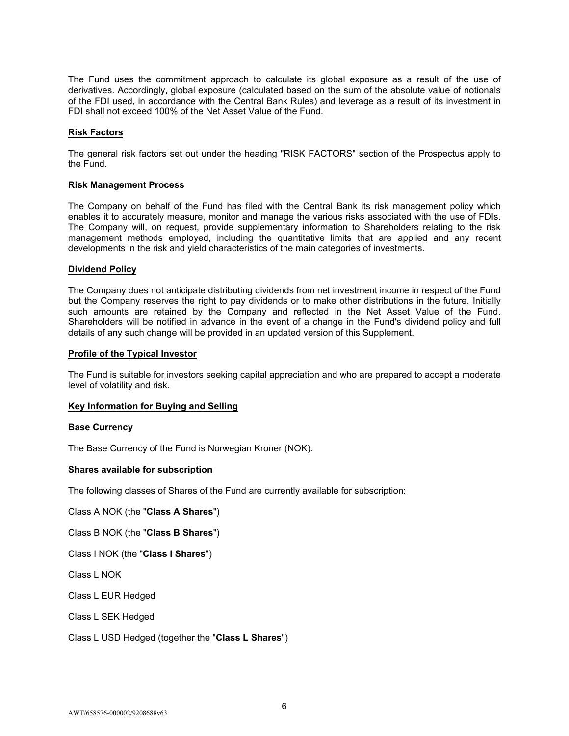The Fund uses the commitment approach to calculate its global exposure as a result of the use of derivatives. Accordingly, global exposure (calculated based on the sum of the absolute value of notionals of the FDI used, in accordance with the Central Bank Rules) and leverage as a result of its investment in FDI shall not exceed 100% of the Net Asset Value of the Fund.

## Risk Factors

The general risk factors set out under the heading "RISK FACTORS" section of the Prospectus apply to the Fund.

### Risk Management Process

The Company on behalf of the Fund has filed with the Central Bank its risk management policy which enables it to accurately measure, monitor and manage the various risks associated with the use of FDIs. The Company will, on request, provide supplementary information to Shareholders relating to the risk management methods employed, including the quantitative limits that are applied and any recent developments in the risk and yield characteristics of the main categories of investments.

## Dividend Policy

The Company does not anticipate distributing dividends from net investment income in respect of the Fund but the Company reserves the right to pay dividends or to make other distributions in the future. Initially such amounts are retained by the Company and reflected in the Net Asset Value of the Fund. Shareholders will be notified in advance in the event of a change in the Fund's dividend policy and full details of any such change will be provided in an updated version of this Supplement.

## Profile of the Typical Investor

The Fund is suitable for investors seeking capital appreciation and who are prepared to accept a moderate level of volatility and risk.

## Key Information for Buying and Selling

### Base Currency

The Base Currency of the Fund is Norwegian Kroner (NOK).

### Shares available for subscription

The following classes of Shares of the Fund are currently available for subscription:

Class A NOK (the "**Class A Shares**")

Class B NOK (the "**Class B Shares**")

Class I NOK (the "**Class I Shares**")

Class L NOK

Class L EUR Hedged

Class L SEK Hedged

Class L USD Hedged (together the "**Class L Shares**")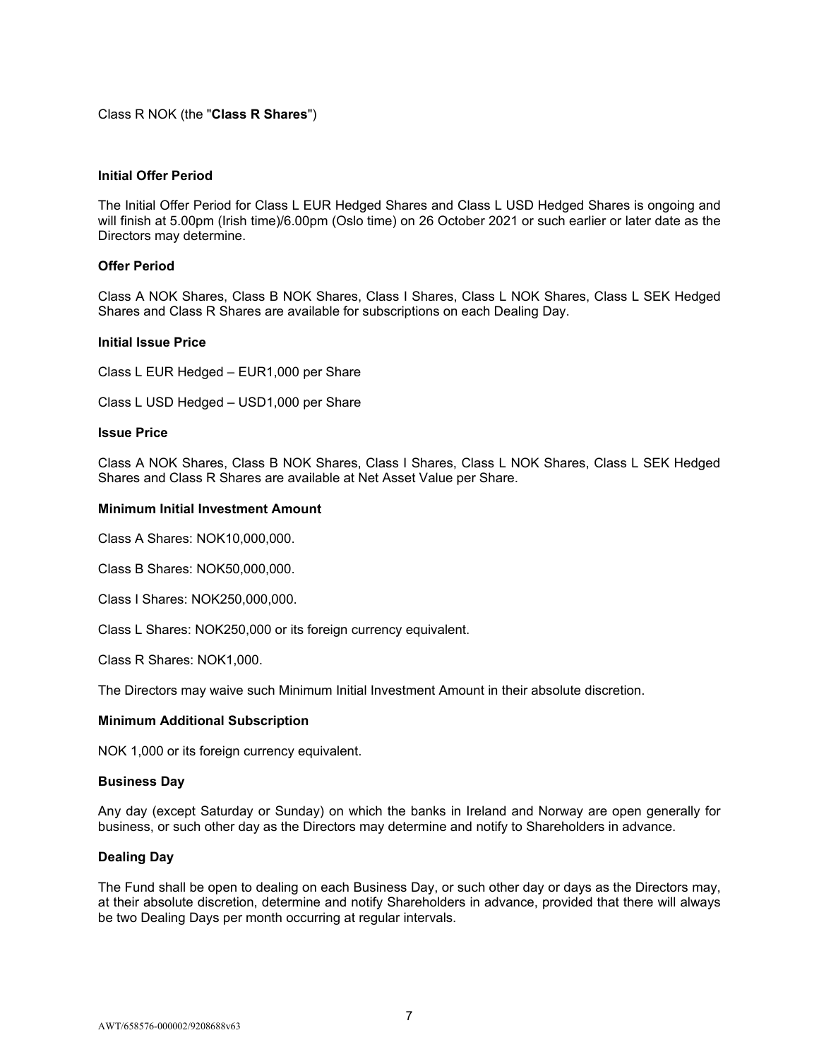Class R NOK (the "**Class R Shares**")

**Initial Offer Period**

The Initial Offer Period for Class L EUR Hedged Shares and Class L USD Hedged Shares is ongoing and will finish at 5.00pm (Irish time)/6.00pm (Oslo time) on 26 October 2021 or such earlier or later date as the Directors may determine.

**Offer Period**

Class A NOK Shares, Class B NOK Shares, Class I Shares, Class L NOK Shares, Class L SEK Hedged Shares and Class R Shares are available for subscriptions on each Dealing Day.

**Initial Issue Price**

Class L EUR Hedged – EUR1,000 per Share

Class L USD Hedged – USD1,000 per Share

**Issue Price**

Class A NOK Shares, Class B NOK Shares, Class I Shares, Class L NOK Shares, Class L SEK Hedged Shares and Class R Shares are available at Net Asset Value per Share.

**Minimum Initial Investment Amount**

Class A Shares: NOK10,000,000.

Class B Shares: NOK50,000,000.

Class I Shares: NOK250,000,000.

Class L Shares: NOK250,000 or its foreign currency equivalent.

Class R Shares: NOK1,000.

The Directors may waive such Minimum Initial Investment Amount in their absolute discretion.

**Minimum Additional Subscription**

NOK 1,000 or its foreign currency equivalent.

**Business Day**

Any day (except Saturday or Sunday) on which the banks in Ireland and Norway are open generally for business, or such other day as the Directors may determine and notify to Shareholders in advance.

**Dealing Day**

The Fund shall be open to dealing on each Business Day, or such other day or days as the Directors may, at their absolute discretion, determine and notify Shareholders in advance, provided that there will always be two Dealing Days per month occurring at regular intervals.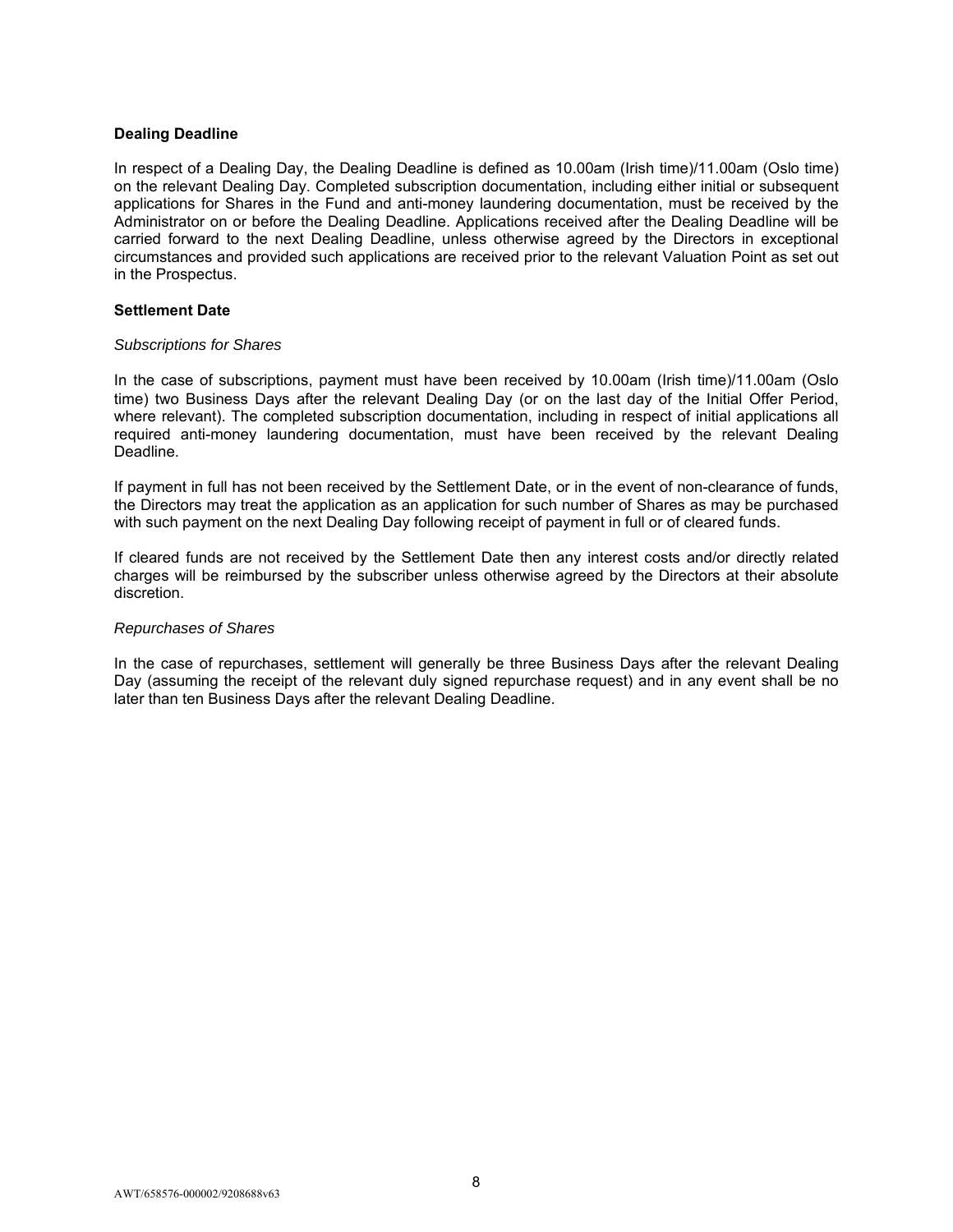**Dealing Deadline**

In respect of a Dealing Day, the Dealing Deadline is defined as 10.00am (Irish time)/11.00am (Oslo time) on the relevant Dealing Day. Completed subscription documentation, including either initial or subsequent applications for Shares in the Fund and anti-money laundering documentation, must be received by the Administrator on or before the Dealing Deadline. Applications received after the Dealing Deadline will be carried forward to the next Dealing Deadline, unless otherwise agreed by the Directors in exceptional circumstances and provided such applications are received prior to the relevant Valuation Point as set out in the Prospectus.

**Settlement Date**

*Subscriptions for Shares*

In the case of subscriptions, payment must have been received by 10.00am (Irish time)/11.00am (Oslo time) two Business Days after the relevant Dealing Day (or on the last day of the Initial Offer Period, where relevant). The completed subscription documentation, including in respect of initial applications all required anti-money laundering documentation, must have been received by the relevant Dealing Deadline.

If payment in full has not been received by the Settlement Date, or in the event of non-clearance of funds, the Directors may treat the application as an application for such number of Shares as may be purchased with such payment on the next Dealing Day following receipt of payment in full or of cleared funds.

If cleared funds are not received by the Settlement Date then any interest costs and/or directly related charges will be reimbursed by the subscriber unless otherwise agreed by the Directors at their absolute discretion.

*Repurchases of Shares*

In the case of repurchases, settlement will generally be three Business Days after the relevant Dealing Day (assuming the receipt of the relevant duly signed repurchase request) and in any event shall be no later than ten Business Days after the relevant Dealing Deadline.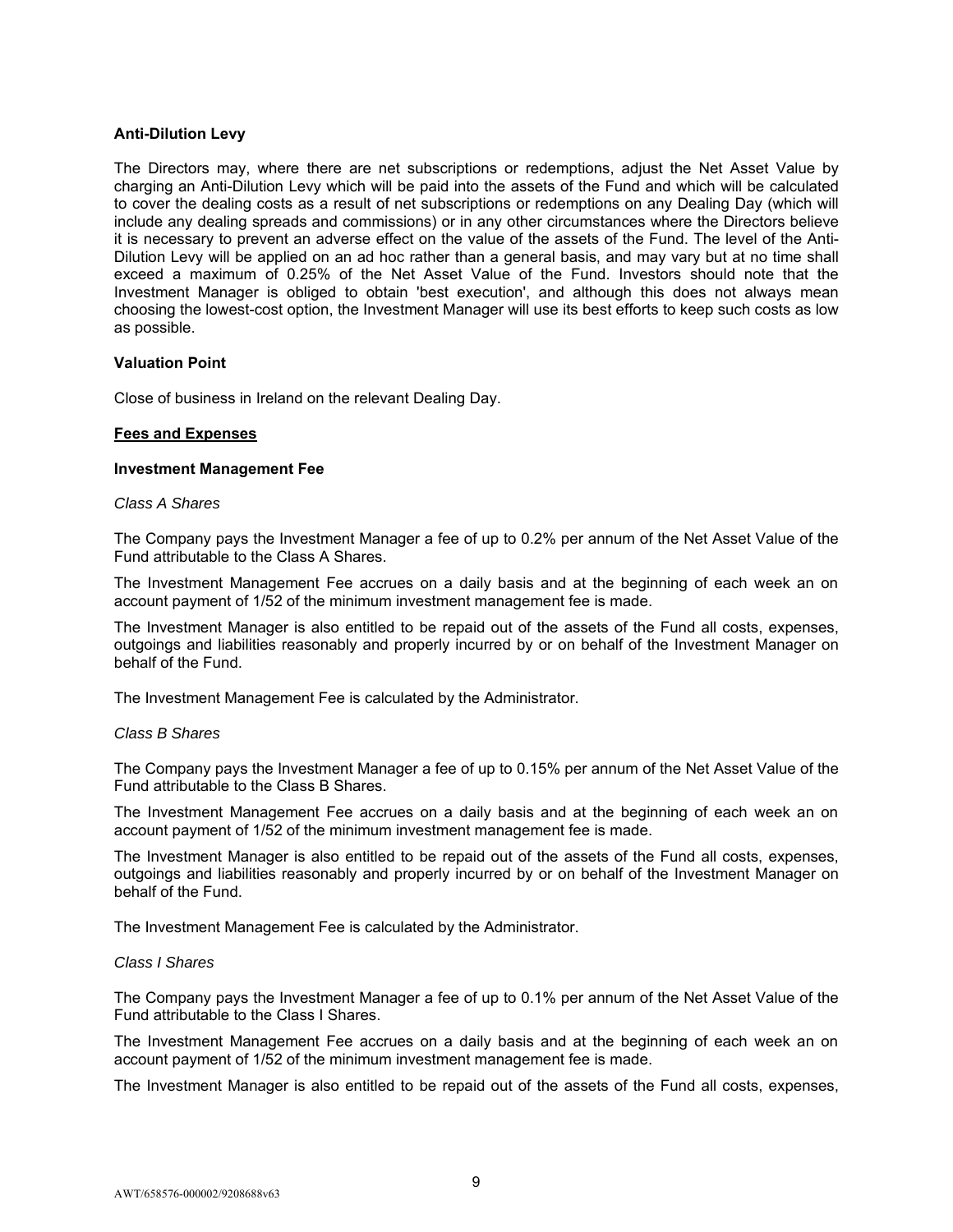**Anti-Dilution Levy**

The Directors may, where there are net subscriptions or redemptions, adjust the Net Asset Value by charging an Anti-Dilution Levy which will be paid into the assets of the Fund and which will be calculated to cover the dealing costs as a result of net subscriptions or redemptions on any Dealing Day (which will include any dealing spreads and commissions) or in any other circumstances where the Directors believe it is necessary to prevent an adverse effect on the value of the assets of the Fund. The level of the Anti-Dilution Levy will be applied on an ad hoc rather than a general basis, and may vary but at no time shall exceed a maximum of 0.25% of the Net Asset Value of the Fund. Investors should note that the Investment Manager is obliged to obtain 'best execution', and although this does not always mean choosing the lowest-cost option, the Investment Manager will use its best efforts to keep such costs as low as possible.

**Valuation Point**

Close of business in Ireland on the relevant Dealing Day.

**Fees and Expenses**

**Investment Management Fee**

*Class A Shares*

The Company pays the Investment Manager a fee of up to 0.2% per annum of the Net Asset Value of the Fund attributable to the Class A Shares.

The Investment Management Fee accrues on a daily basis and at the beginning of each week an on account payment of 1/52 of the minimum investment management fee is made.

The Investment Manager is also entitled to be repaid out of the assets of the Fund all costs, expenses, outgoings and liabilities reasonably and properly incurred by or on behalf of the Investment Manager on behalf of the Fund.

The Investment Management Fee is calculated by the Administrator.

*Class B Shares*

The Company pays the Investment Manager a fee of up to 0.15% per annum of the Net Asset Value of the Fund attributable to the Class B Shares.

The Investment Management Fee accrues on a daily basis and at the beginning of each week an on account payment of 1/52 of the minimum investment management fee is made.

The Investment Manager is also entitled to be repaid out of the assets of the Fund all costs, expenses, outgoings and liabilities reasonably and properly incurred by or on behalf of the Investment Manager on behalf of the Fund.

The Investment Management Fee is calculated by the Administrator.

*Class I Shares*

The Company pays the Investment Manager a fee of up to 0.1% per annum of the Net Asset Value of the Fund attributable to the Class I Shares.

The Investment Management Fee accrues on a daily basis and at the beginning of each week an on account payment of 1/52 of the minimum investment management fee is made.

The Investment Manager is also entitled to be repaid out of the assets of the Fund all costs, expenses,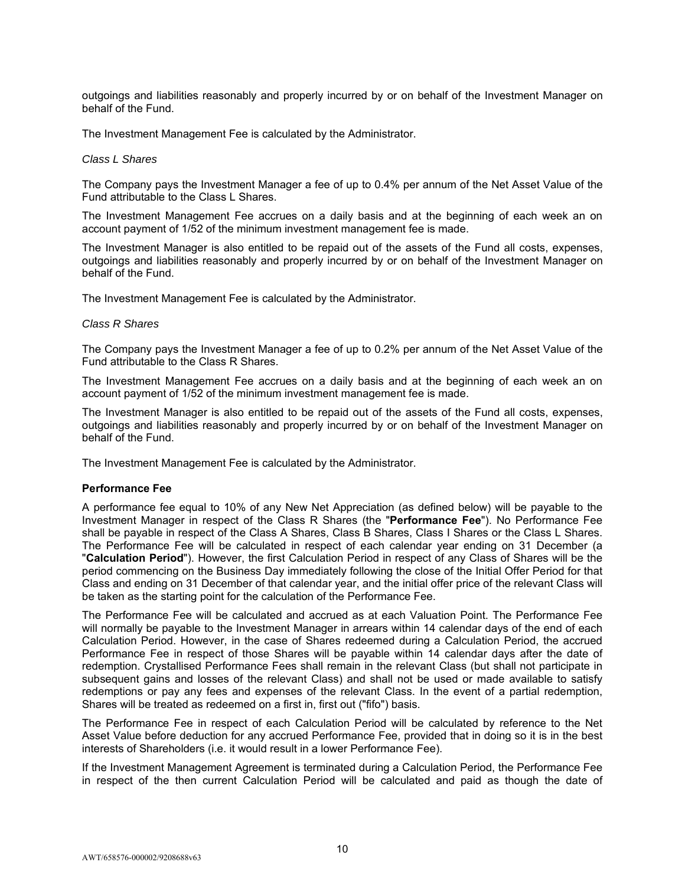outgoings and liabilities reasonably and properly incurred by or on behalf of the Investment Manager on behalf of the Fund.

The Investment Management Fee is calculated by the Administrator.

*Class L Shares*

The Company pays the Investment Manager a fee of up to 0.4% per annum of the Net Asset Value of the Fund attributable to the Class L Shares.

The Investment Management Fee accrues on a daily basis and at the beginning of each week an on account payment of 1/52 of the minimum investment management fee is made.

The Investment Manager is also entitled to be repaid out of the assets of the Fund all costs, expenses, outgoings and liabilities reasonably and properly incurred by or on behalf of the Investment Manager on behalf of the Fund.

The Investment Management Fee is calculated by the Administrator.

*Class R Shares*

The Company pays the Investment Manager a fee of up to 0.2% per annum of the Net Asset Value of the Fund attributable to the Class R Shares.

The Investment Management Fee accrues on a daily basis and at the beginning of each week an on account payment of 1/52 of the minimum investment management fee is made.

The Investment Manager is also entitled to be repaid out of the assets of the Fund all costs, expenses, outgoings and liabilities reasonably and properly incurred by or on behalf of the Investment Manager on behalf of the Fund.

The Investment Management Fee is calculated by the Administrator.

**Performance Fee**

A performance fee equal to 10% of any New Net Appreciation (as defined below) will be payable to the Investment Manager in respect of the Class R Shares (the "**Performance Fee**"). No Performance Fee shall be payable in respect of the Class A Shares, Class B Shares, Class I Shares or the Class L Shares. The Performance Fee will be calculated in respect of each calendar year ending on 31 December (a "**Calculation Period**"). However, the first Calculation Period in respect of any Class of Shares will be the period commencing on the Business Day immediately following the close of the Initial Offer Period for that Class and ending on 31 December of that calendar year, and the initial offer price of the relevant Class will be taken as the starting point for the calculation of the Performance Fee.

The Performance Fee will be calculated and accrued as at each Valuation Point. The Performance Fee will normally be payable to the Investment Manager in arrears within 14 calendar days of the end of each Calculation Period. However, in the case of Shares redeemed during a Calculation Period, the accrued Performance Fee in respect of those Shares will be payable within 14 calendar days after the date of redemption. Crystallised Performance Fees shall remain in the relevant Class (but shall not participate in subsequent gains and losses of the relevant Class) and shall not be used or made available to satisfy redemptions or pay any fees and expenses of the relevant Class. In the event of a partial redemption, Shares will be treated as redeemed on a first in, first out ("fifo") basis.

The Performance Fee in respect of each Calculation Period will be calculated by reference to the Net Asset Value before deduction for any accrued Performance Fee, provided that in doing so it is in the best interests of Shareholders (i.e. it would result in a lower Performance Fee).

If the Investment Management Agreement is terminated during a Calculation Period, the Performance Fee in respect of the then current Calculation Period will be calculated and paid as though the date of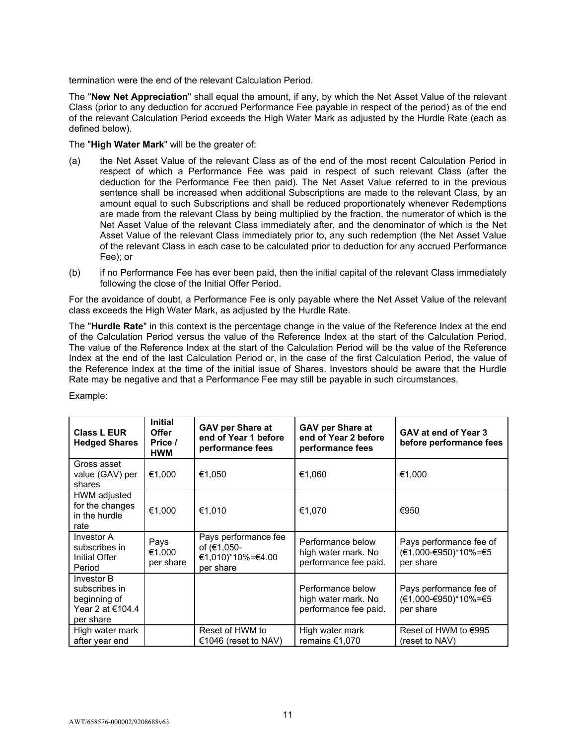termination were the end of the relevant Calculation Period.

The "**New Net Appreciation**" shall equal the amount, if any, by which the Net Asset Value of the relevant Class (prior to any deduction for accrued Performance Fee payable in respect of the period) as of the end of the relevant Calculation Period exceeds the High Water Mark as adjusted by the Hurdle Rate (each as defined below).

The "**High Water Mark**" will be the greater of:

(a) the Net Asset Value of the relevant Class as of the end of the most recent Calculation Period in respect of which a Performance Fee was paid in respect of such relevant Class (after the deduction for the Performance Fee then paid). The Net Asset Value referred to in the previous sentence shall be increased when additional Subscriptions are made to the relevant Class, by an amount equal to such Subscriptions and shall be reduced proportionately whenever Redemptions are made from the relevant Class by being multiplied by the fraction, the numerator of which is the Net Asset Value of the relevant Class immediately after, and the denominator of which is the Net Asset Value of the relevant Class immediately prior to, any such redemption (the Net Asset Value of the relevant Class in each case to be calculated prior to deduction for any accrued Performance Fee); or

(b) if no Performance Fee has ever been paid, then the initial capital of the relevant Class immediately following the close of the Initial Offer Period.

For the avoidance of doubt, a Performance Fee is only payable where the Net Asset Value of the relevant class exceeds the High Water Mark, as adjusted by the Hurdle Rate.

The "**Hurdle Rate**" in this context is the percentage change in the value of the Reference Index at the end of the Calculation Period versus the value of the Reference Index at the start of the Calculation Period. The value of the Reference Index at the start of the Calculation Period will be the value of the Reference Index at the end of the last Calculation Period or, in the case of the first Calculation Period, the value of the Reference Index at the time of the initial issue of Shares. Investors should be aware that the Hurdle Rate may be negative and that a Performance Fee may still be payable in such circumstances.

Example:

| **Class L EUR Hedged Shares** | **Initial Offer Price / HWM** | **GAV per Share at end of Year 1 before performance fees** | **GAV per Share at end of Year 2 before performance fees** | **GAV at end of Year 3 before performance fees** |
|---|---|---|---|---|
| Gross asset value (GAV) per shares | €1,000 | €1,050 | €1,060 | €1,000 |
| HWM adjusted for the changes in the hurdle rate | €1,000 | €1,010 | €1,070 | €950 |
| Investor A subscribes in Initial Offer Period | Pays €1,000 per share | Pays performance fee of (€1,050-€1,010)*10%=€4.00 per share | Performance below high water mark. No performance fee paid. | Pays performance fee of (€1,000-€950)*10%=€5 per share |
| Investor B subscribes in beginning of Year 2 at €104.4 per share | | | Performance below high water mark. No performance fee paid. | Pays performance fee of (€1,000-€950)*10%=€5 per share |
| High water mark after year end | | Reset of HWM to €1046 (reset to NAV) | High water mark remains €1,070 | Reset of HWM to €995 (reset to NAV) |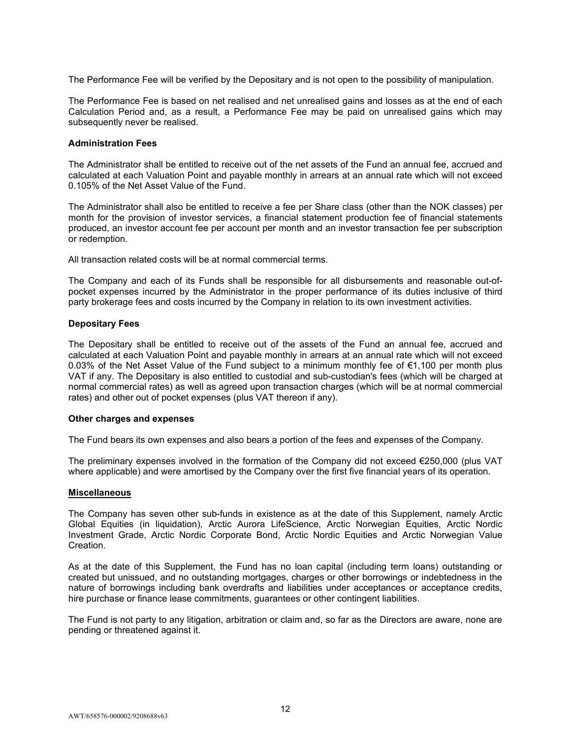The Performance Fee will be verified by the Depositary and is not open to the possibility of manipulation.

The Performance Fee is based on net realised and net unrealised gains and losses as at the end of each Calculation Period and, as a result, a Performance Fee may be paid on unrealised gains which may subsequently never be realised.

**Administration Fees**

The Administrator shall be entitled to receive out of the net assets of the Fund an annual fee, accrued and calculated at each Valuation Point and payable monthly in arrears at an annual rate which will not exceed 0.105% of the Net Asset Value of the Fund.

The Administrator shall also be entitled to receive a fee per Share class (other than the NOK classes) per month for the provision of investor services, a financial statement production fee of financial statements produced, an investor account fee per account per month and an investor transaction fee per subscription or redemption.

All transaction related costs will be at normal commercial terms.

The Company and each of its Funds shall be responsible for all disbursements and reasonable out-of-pocket expenses incurred by the Administrator in the proper performance of its duties inclusive of third party brokerage fees and costs incurred by the Company in relation to its own investment activities.

**Depositary Fees**

The Depositary shall be entitled to receive out of the assets of the Fund an annual fee, accrued and calculated at each Valuation Point and payable monthly in arrears at an annual rate which will not exceed 0.03% of the Net Asset Value of the Fund subject to a minimum monthly fee of €1,100 per month plus VAT if any. The Depositary is also entitled to custodial and sub-custodian's fees (which will be charged at normal commercial rates) as well as agreed upon transaction charges (which will be at normal commercial rates) and other out of pocket expenses (plus VAT thereon if any).

**Other charges and expenses**

The Fund bears its own expenses and also bears a portion of the fees and expenses of the Company.

The preliminary expenses involved in the formation of the Company did not exceed €250,000 (plus VAT where applicable) and were amortised by the Company over the first five financial years of its operation.

**Miscellaneous**

The Company has seven other sub-funds in existence as at the date of this Supplement, namely Arctic Global Equities (in liquidation), Arctic Aurora LifeScience, Arctic Norwegian Equities, Arctic Nordic Investment Grade, Arctic Nordic Corporate Bond, Arctic Nordic Equities and Arctic Norwegian Value Creation.

As at the date of this Supplement, the Fund has no loan capital (including term loans) outstanding or created but unissued, and no outstanding mortgages, charges or other borrowings or indebtedness in the nature of borrowings including bank overdrafts and liabilities under acceptances or acceptance credits, hire purchase or finance lease commitments, guarantees or other contingent liabilities.

The Fund is not party to any litigation, arbitration or claim and, so far as the Directors are aware, none are pending or threatened against it.